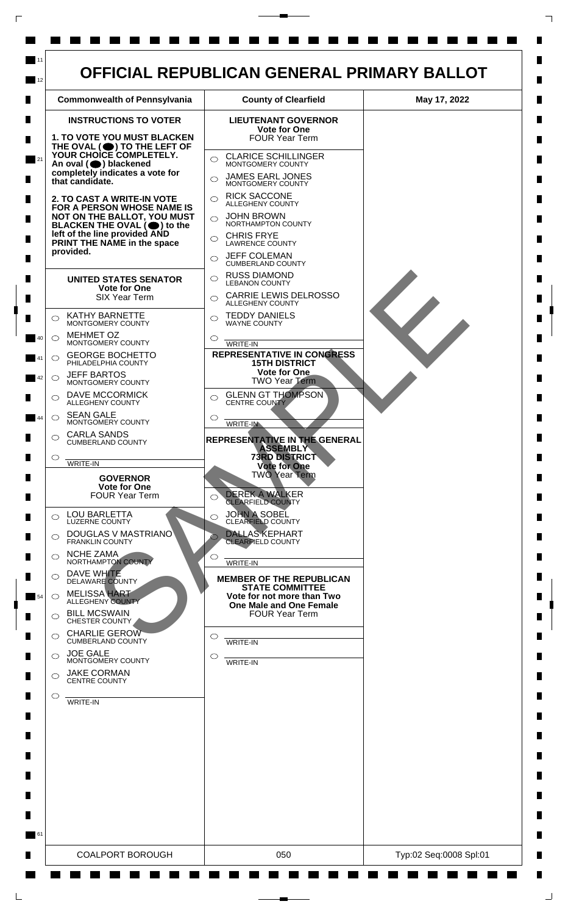# OFFICIAL REPUBLICAN GENERAL PRIMARY BALLOT

| Commonwealth of Pennsylvania | County of Clearfield | May 17, 2022 |
| --- | --- | --- |

## INSTRUCTIONS TO VOTER

**1. TO VOTE YOU MUST BLACKEN THE OVAL (●) TO THE LEFT OF YOUR CHOICE COMPLETELY. An oval (●) blackened completely indicates a vote for that candidate.**

**2. TO CAST A WRITE-IN VOTE FOR A PERSON WHOSE NAME IS NOT ON THE BALLOT, YOU MUST BLACKEN THE OVAL (●) to the left of the line provided AND PRINT THE NAME in the space provided.**

### UNITED STATES SENATOR
**Vote for One**
SIX Year Term

- ○ KATHY BARNETTE — MONTGOMERY COUNTY
- ○ MEHMET OZ — MONTGOMERY COUNTY
- ○ GEORGE BOCHETTO — PHILADELPHIA COUNTY
- ○ JEFF BARTOS — MONTGOMERY COUNTY
- ○ DAVE MCCORMICK — ALLEGHENY COUNTY
- ○ SEAN GALE — MONTGOMERY COUNTY
- ○ CARLA SANDS — CUMBERLAND COUNTY
- ○ ________ WRITE-IN

### GOVERNOR
**Vote for One**
FOUR Year Term

- ○ LOU BARLETTA — LUZERNE COUNTY
- ○ DOUGLAS V MASTRIANO — FRANKLIN COUNTY
- ○ NCHE ZAMA — NORTHAMPTON COUNTY
- ○ DAVE WHITE — DELAWARE COUNTY
- ○ MELISSA HART — ALLEGHENY COUNTY
- ○ BILL MCSWAIN — CHESTER COUNTY
- ○ CHARLIE GEROW — CUMBERLAND COUNTY
- ○ JOE GALE — MONTGOMERY COUNTY
- ○ JAKE CORMAN — CENTRE COUNTY
- ○ ________ WRITE-IN

### LIEUTENANT GOVERNOR
**Vote for One**
FOUR Year Term

- ○ CLARICE SCHILLINGER — MONTGOMERY COUNTY
- ○ JAMES EARL JONES — MONTGOMERY COUNTY
- ○ RICK SACCONE — ALLEGHENY COUNTY
- ○ JOHN BROWN — NORTHAMPTON COUNTY
- ○ CHRIS FRYE — LAWRENCE COUNTY
- ○ JEFF COLEMAN — CUMBERLAND COUNTY
- ○ RUSS DIAMOND — LEBANON COUNTY
- ○ CARRIE LEWIS DELROSSO — ALLEGHENY COUNTY
- ○ TEDDY DANIELS — WAYNE COUNTY
- ○ ________ WRITE-IN

### REPRESENTATIVE IN CONGRESS
**15TH DISTRICT**
**Vote for One**
TWO Year Term

- ○ GLENN GT THOMPSON — CENTRE COUNTY
- ○ ________ WRITE-IN

### REPRESENTATIVE IN THE GENERAL ASSEMBLY
**73RD DISTRICT**
**Vote for One**
TWO Year Term

- ○ DEREK A WALKER — CLEARFIELD COUNTY
- ○ JOHN A SOBEL — CLEARFIELD COUNTY
- ○ DALLAS KEPHART — CLEARFIELD COUNTY
- ○ ________ WRITE-IN

### MEMBER OF THE REPUBLICAN STATE COMMITTEE
**Vote for not more than Two**
**One Male and One Female**
FOUR Year Term

- ○ ________ WRITE-IN
- ○ ________ WRITE-IN

SAMPLE

| COALPORT BOROUGH | 050 | Typ:02 Seq:0008 Spl:01 |
| --- | --- | --- |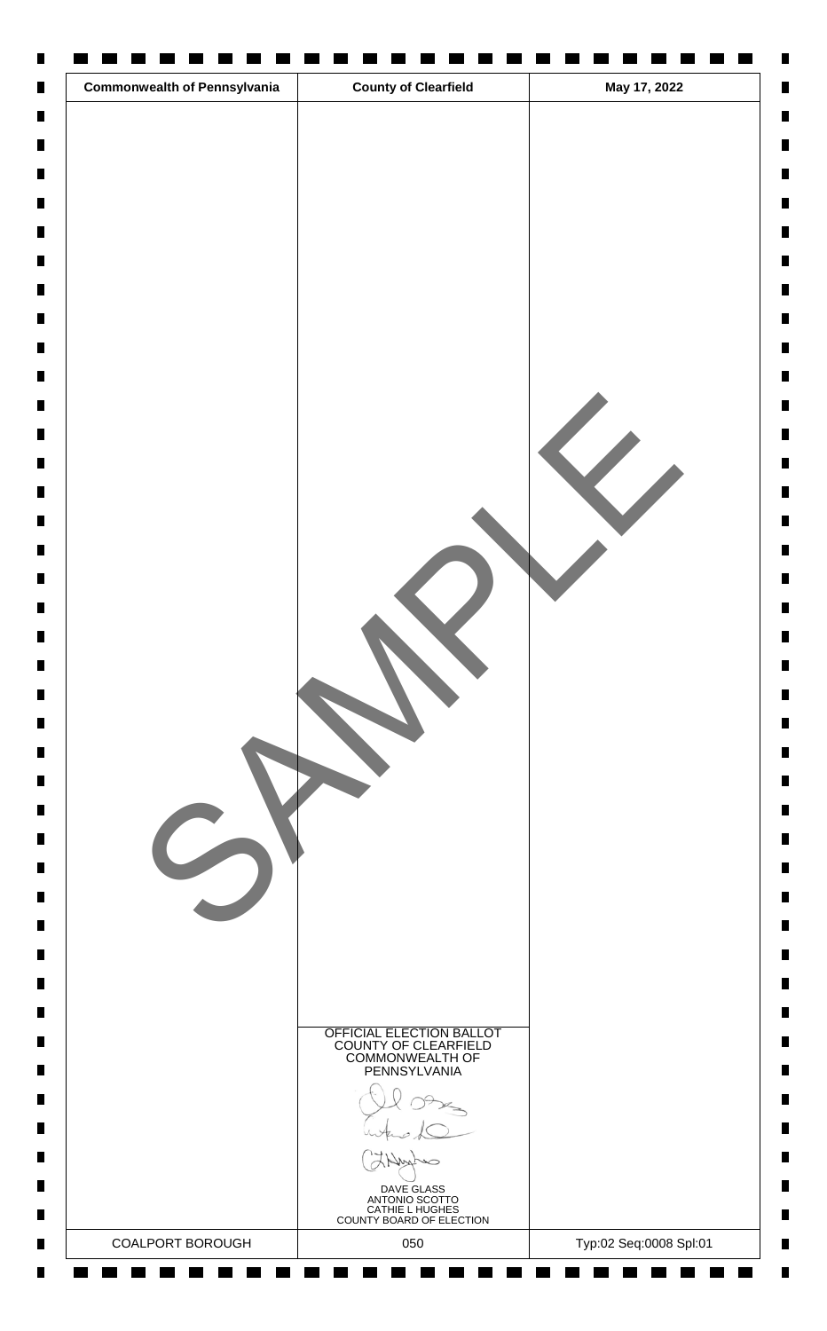| Commonwealth of Pennsylvania | County of Clearfield | May 17, 2022 |
| --- | --- | --- |
| | OFFICIAL ELECTION BALLOT<br>COUNTY OF CLEARFIELD<br>COMMONWEALTH OF PENNSYLVANIA<br><br>DAVE GLASS<br>ANTONIO SCOTTO<br>CATHIE L HUGHES<br>COUNTY BOARD OF ELECTION | |
| COALPORT BOROUGH | 050 | Typ:02 Seq:0008 Spl:01 |

SAMPLE